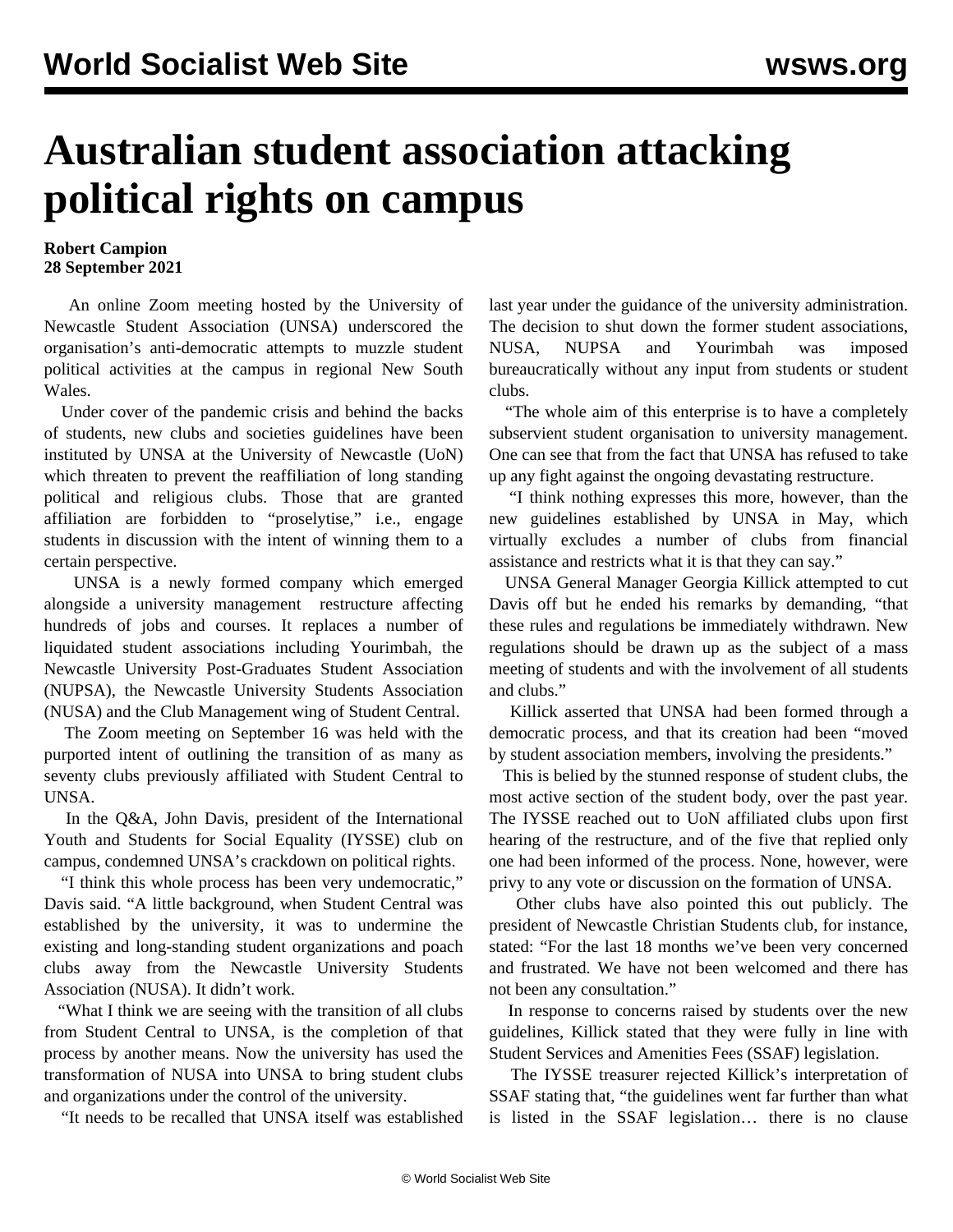# Australian student association attacking political rights on campus

**Robert Campion**
**28 September 2021**

An online Zoom meeting hosted by the University of Newcastle Student Association (UNSA) underscored the organisation's anti-democratic attempts to muzzle student political activities at the campus in regional New South Wales.

Under cover of the pandemic crisis and behind the backs of students, new clubs and societies guidelines have been instituted by UNSA at the University of Newcastle (UoN) which threaten to prevent the reaffiliation of long standing political and religious clubs. Those that are granted affiliation are forbidden to "proselytise," i.e., engage students in discussion with the intent of winning them to a certain perspective.

UNSA is a newly formed company which emerged alongside a university management restructure affecting hundreds of jobs and courses. It replaces a number of liquidated student associations including Yourimbah, the Newcastle University Post-Graduates Student Association (NUPSA), the Newcastle University Students Association (NUSA) and the Club Management wing of Student Central.

The Zoom meeting on September 16 was held with the purported intent of outlining the transition of as many as seventy clubs previously affiliated with Student Central to UNSA.

In the Q&A, John Davis, president of the International Youth and Students for Social Equality (IYSSE) club on campus, condemned UNSA's crackdown on political rights.

"I think this whole process has been very undemocratic," Davis said. "A little background, when Student Central was established by the university, it was to undermine the existing and long-standing student organizations and poach clubs away from the Newcastle University Students Association (NUSA). It didn't work.

"What I think we are seeing with the transition of all clubs from Student Central to UNSA, is the completion of that process by another means. Now the university has used the transformation of NUSA into UNSA to bring student clubs and organizations under the control of the university.

"It needs to be recalled that UNSA itself was established last year under the guidance of the university administration. The decision to shut down the former student associations, NUSA, NUPSA and Yourimbah was imposed bureaucratically without any input from students or student clubs.

"The whole aim of this enterprise is to have a completely subservient student organisation to university management. One can see that from the fact that UNSA has refused to take up any fight against the ongoing devastating restructure.

"I think nothing expresses this more, however, than the new guidelines established by UNSA in May, which virtually excludes a number of clubs from financial assistance and restricts what it is that they can say."

UNSA General Manager Georgia Killick attempted to cut Davis off but he ended his remarks by demanding, "that these rules and regulations be immediately withdrawn. New regulations should be drawn up as the subject of a mass meeting of students and with the involvement of all students and clubs."

Killick asserted that UNSA had been formed through a democratic process, and that its creation had been "moved by student association members, involving the presidents."

This is belied by the stunned response of student clubs, the most active section of the student body, over the past year. The IYSSE reached out to UoN affiliated clubs upon first hearing of the restructure, and of the five that replied only one had been informed of the process. None, however, were privy to any vote or discussion on the formation of UNSA.

Other clubs have also pointed this out publicly. The president of Newcastle Christian Students club, for instance, stated: "For the last 18 months we've been very concerned and frustrated. We have not been welcomed and there has not been any consultation."

In response to concerns raised by students over the new guidelines, Killick stated that they were fully in line with Student Services and Amenities Fees (SSAF) legislation.

The IYSSE treasurer rejected Killick's interpretation of SSAF stating that, "the guidelines went far further than what is listed in the SSAF legislation… there is no clause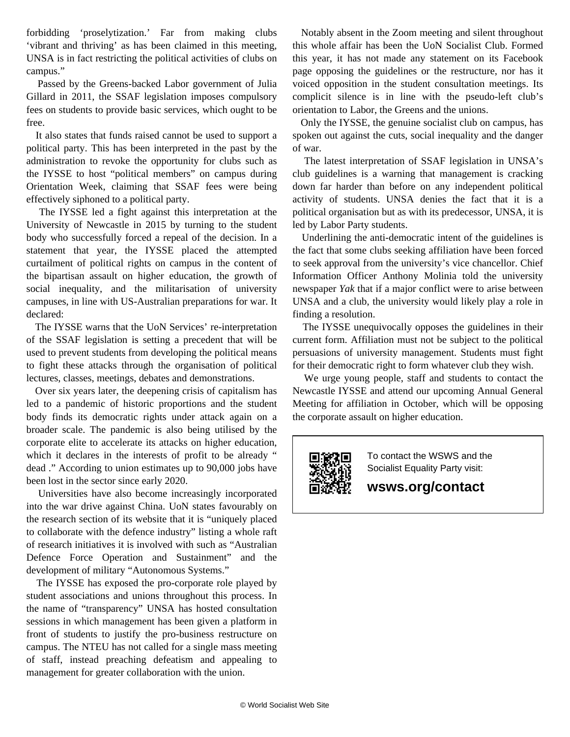forbidding 'proselytization.' Far from making clubs 'vibrant and thriving' as has been claimed in this meeting, UNSA is in fact restricting the political activities of clubs on campus."

Passed by the Greens-backed Labor government of Julia Gillard in 2011, the SSAF legislation imposes compulsory fees on students to provide basic services, which ought to be free.

It also states that funds raised cannot be used to support a political party. This has been interpreted in the past by the administration to revoke the opportunity for clubs such as the IYSSE to host "political members" on campus during Orientation Week, claiming that SSAF fees were being effectively siphoned to a political party.

The IYSSE led a fight against this interpretation at the University of Newcastle in 2015 by turning to the student body who successfully forced a repeal of the decision. In a statement that year, the IYSSE placed the attempted curtailment of political rights on campus in the content of the bipartisan assault on higher education, the growth of social inequality, and the militarisation of university campuses, in line with US-Australian preparations for war. It declared:

The IYSSE warns that the UoN Services' re-interpretation of the SSAF legislation is setting a precedent that will be used to prevent students from developing the political means to fight these attacks through the organisation of political lectures, classes, meetings, debates and demonstrations.

Over six years later, the deepening crisis of capitalism has led to a pandemic of historic proportions and the student body finds its democratic rights under attack again on a broader scale. The pandemic is also being utilised by the corporate elite to accelerate its attacks on higher education, which it declares in the interests of profit to be already " dead ." According to union estimates up to 90,000 jobs have been lost in the sector since early 2020.

Universities have also become increasingly incorporated into the war drive against China. UoN states favourably on the research section of its website that it is "uniquely placed to collaborate with the defence industry" listing a whole raft of research initiatives it is involved with such as "Australian Defence Force Operation and Sustainment" and the development of military "Autonomous Systems."

The IYSSE has exposed the pro-corporate role played by student associations and unions throughout this process. In the name of "transparency" UNSA has hosted consultation sessions in which management has been given a platform in front of students to justify the pro-business restructure on campus. The NTEU has not called for a single mass meeting of staff, instead preaching defeatism and appealing to management for greater collaboration with the union.

Notably absent in the Zoom meeting and silent throughout this whole affair has been the UoN Socialist Club. Formed this year, it has not made any statement on its Facebook page opposing the guidelines or the restructure, nor has it voiced opposition in the student consultation meetings. Its complicit silence is in line with the pseudo-left club's orientation to Labor, the Greens and the unions.

Only the IYSSE, the genuine socialist club on campus, has spoken out against the cuts, social inequality and the danger of war.

The latest interpretation of SSAF legislation in UNSA's club guidelines is a warning that management is cracking down far harder than before on any independent political activity of students. UNSA denies the fact that it is a political organisation but as with its predecessor, UNSA, it is led by Labor Party students.

Underlining the anti-democratic intent of the guidelines is the fact that some clubs seeking affiliation have been forced to seek approval from the university's vice chancellor. Chief Information Officer Anthony Molinia told the university newspaper *Yak* that if a major conflict were to arise between UNSA and a club, the university would likely play a role in finding a resolution.

The IYSSE unequivocally opposes the guidelines in their current form. Affiliation must not be subject to the political persuasions of university management. Students must fight for their democratic right to form whatever club they wish.

We urge young people, staff and students to contact the Newcastle IYSSE and attend our upcoming Annual General Meeting for affiliation in October, which will be opposing the corporate assault on higher education.

To contact the WSWS and the Socialist Equality Party visit:

**wsws.org/contact**